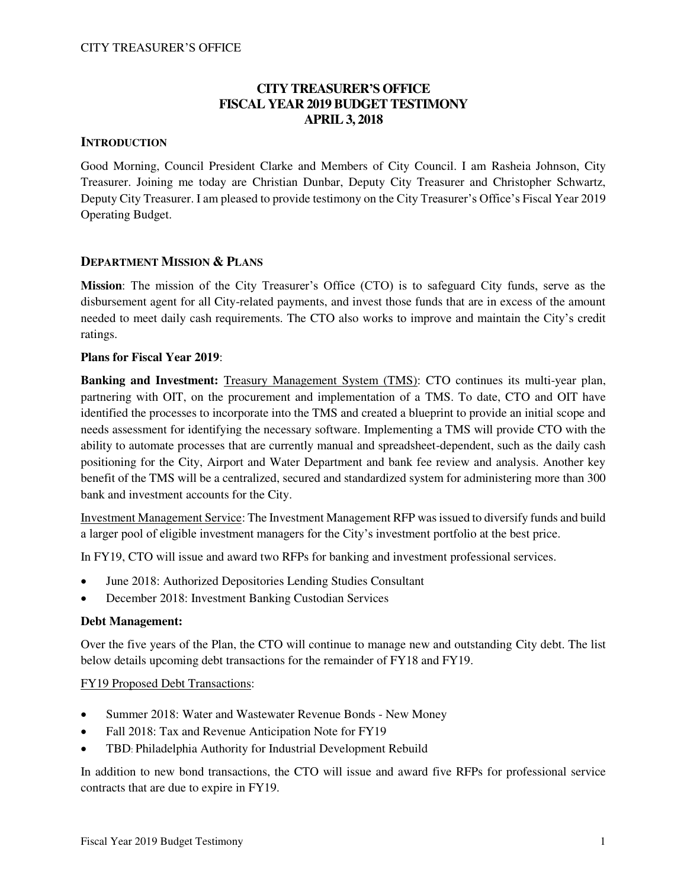# CITY TREASURER'S OFFICE
# FISCAL YEAR 2019 BUDGET TESTIMONY
# APRIL 3, 2018

## INTRODUCTION

Good Morning, Council President Clarke and Members of City Council. I am Rasheia Johnson, City Treasurer. Joining me today are Christian Dunbar, Deputy City Treasurer and Christopher Schwartz, Deputy City Treasurer. I am pleased to provide testimony on the City Treasurer's Office's Fiscal Year 2019 Operating Budget.

## DEPARTMENT MISSION & PLANS

**Mission**: The mission of the City Treasurer's Office (CTO) is to safeguard City funds, serve as the disbursement agent for all City-related payments, and invest those funds that are in excess of the amount needed to meet daily cash requirements. The CTO also works to improve and maintain the City's credit ratings.

**Plans for Fiscal Year 2019**:

**Banking and Investment:** Treasury Management System (TMS): CTO continues its multi-year plan, partnering with OIT, on the procurement and implementation of a TMS. To date, CTO and OIT have identified the processes to incorporate into the TMS and created a blueprint to provide an initial scope and needs assessment for identifying the necessary software. Implementing a TMS will provide CTO with the ability to automate processes that are currently manual and spreadsheet-dependent, such as the daily cash positioning for the City, Airport and Water Department and bank fee review and analysis. Another key benefit of the TMS will be a centralized, secured and standardized system for administering more than 300 bank and investment accounts for the City.

Investment Management Service: The Investment Management RFP was issued to diversify funds and build a larger pool of eligible investment managers for the City's investment portfolio at the best price.

In FY19, CTO will issue and award two RFPs for banking and investment professional services.

- June 2018: Authorized Depositories Lending Studies Consultant
- December 2018: Investment Banking Custodian Services

**Debt Management:**

Over the five years of the Plan, the CTO will continue to manage new and outstanding City debt. The list below details upcoming debt transactions for the remainder of FY18 and FY19.

FY19 Proposed Debt Transactions:

- Summer 2018: Water and Wastewater Revenue Bonds - New Money
- Fall 2018: Tax and Revenue Anticipation Note for FY19
- TBD: Philadelphia Authority for Industrial Development Rebuild

In addition to new bond transactions, the CTO will issue and award five RFPs for professional service contracts that are due to expire in FY19.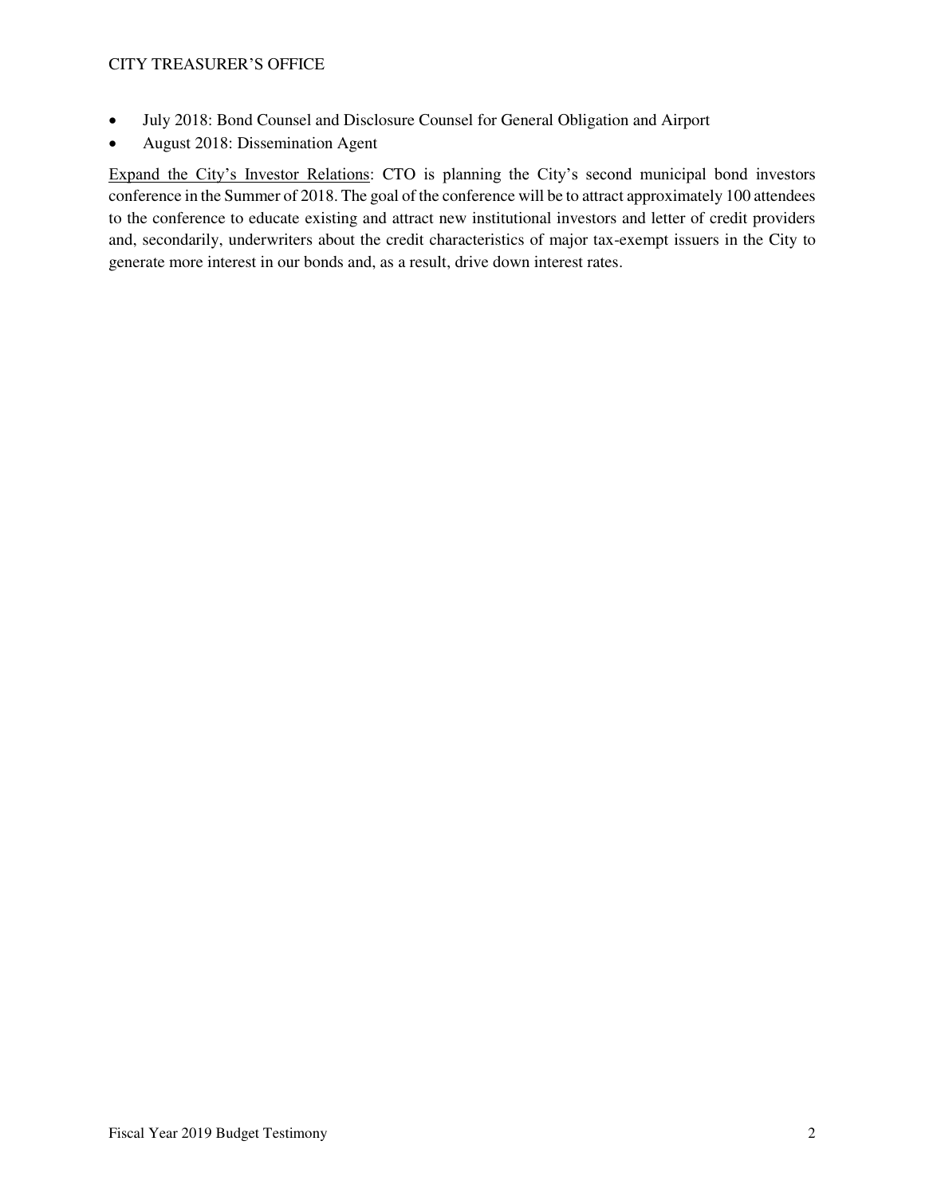- July 2018: Bond Counsel and Disclosure Counsel for General Obligation and Airport
- August 2018: Dissemination Agent

<u>Expand the City's Investor Relations</u>: CTO is planning the City's second municipal bond investors conference in the Summer of 2018. The goal of the conference will be to attract approximately 100 attendees to the conference to educate existing and attract new institutional investors and letter of credit providers and, secondarily, underwriters about the credit characteristics of major tax-exempt issuers in the City to generate more interest in our bonds and, as a result, drive down interest rates.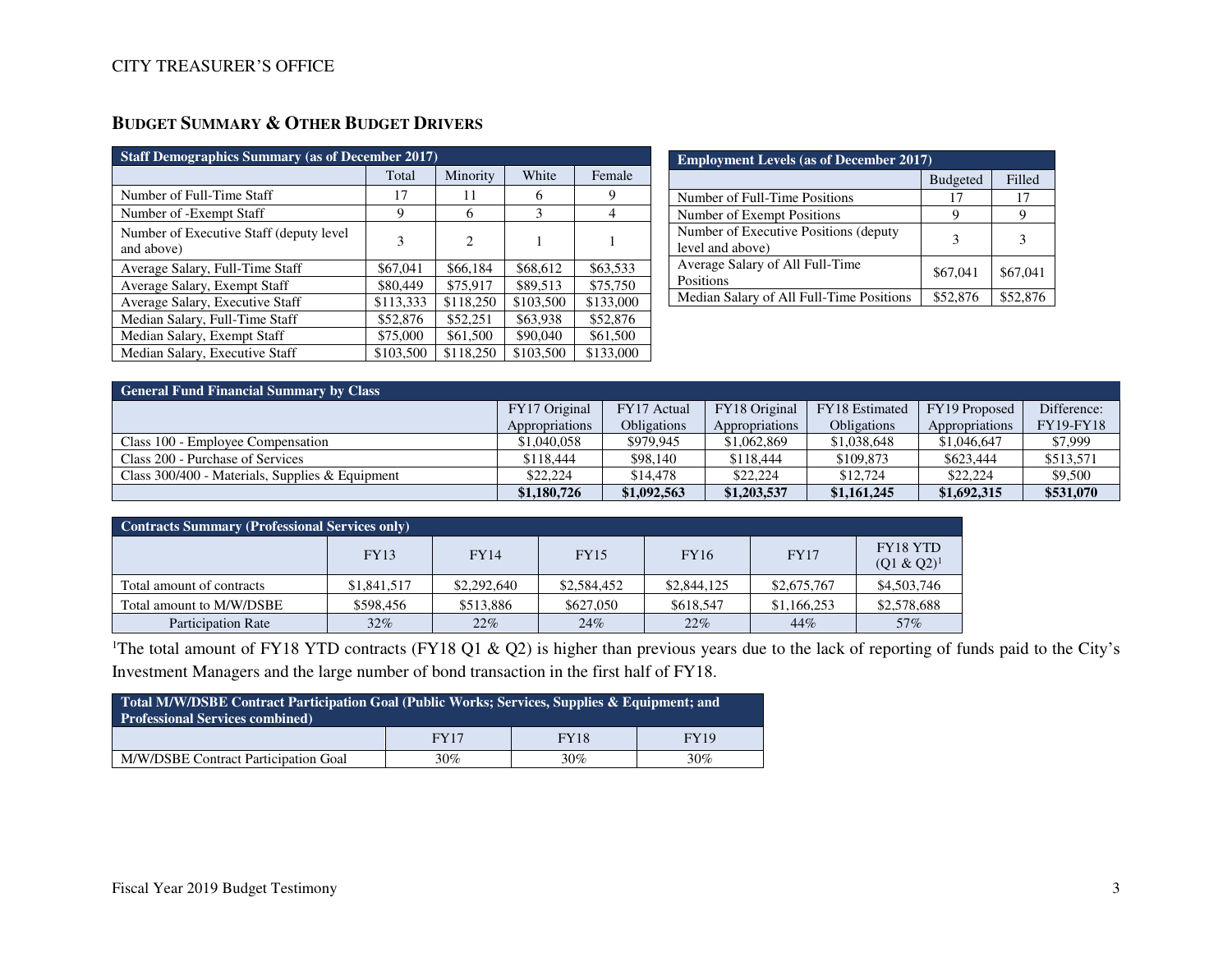## BUDGET SUMMARY & OTHER BUDGET DRIVERS

| Staff Demographics Summary (as of December 2017) | | | | |
|---|---|---|---|---|
| | Total | Minority | White | Female |
| Number of Full-Time Staff | 17 | 11 | 6 | 9 |
| Number of -Exempt Staff | 9 | 6 | 3 | 4 |
| Number of Executive Staff (deputy level and above) | 3 | 2 | 1 | 1 |
| Average Salary, Full-Time Staff | $67,041 | $66,184 | $68,612 | $63,533 |
| Average Salary, Exempt Staff | $80,449 | $75,917 | $89,513 | $75,750 |
| Average Salary, Executive Staff | $113,333 | $118,250 | $103,500 | $133,000 |
| Median Salary, Full-Time Staff | $52,876 | $52,251 | $63,938 | $52,876 |
| Median Salary, Exempt Staff | $75,000 | $61,500 | $90,040 | $61,500 |
| Median Salary, Executive Staff | $103,500 | $118,250 | $103,500 | $133,000 |

| Employment Levels (as of December 2017) | | |
|---|---|---|
| | Budgeted | Filled |
| Number of Full-Time Positions | 17 | 17 |
| Number of Exempt Positions | 9 | 9 |
| Number of Executive Positions (deputy level and above) | 3 | 3 |
| Average Salary of All Full-Time Positions | $67,041 | $67,041 |
| Median Salary of All Full-Time Positions | $52,876 | $52,876 |

| General Fund Financial Summary by Class | | | | | | |
|---|---|---|---|---|---|---|
| | FY17 Original Appropriations | FY17 Actual Obligations | FY18 Original Appropriations | FY18 Estimated Obligations | FY19 Proposed Appropriations | Difference: FY19-FY18 |
| Class 100 - Employee Compensation | $1,040,058 | $979,945 | $1,062,869 | $1,038,648 | $1,046,647 | $7,999 |
| Class 200 - Purchase of Services | $118,444 | $98,140 | $118,444 | $109,873 | $623,444 | $513,571 |
| Class 300/400 - Materials, Supplies & Equipment | $22,224 | $14,478 | $22,224 | $12,724 | $22,224 | $9,500 |
| | **$1,180,726** | **$1,092,563** | **$1,203,537** | **$1,161,245** | **$1,692,315** | **$531,070** |

| Contracts Summary (Professional Services only) | | | | | | |
|---|---|---|---|---|---|---|
| | FY13 | FY14 | FY15 | FY16 | FY17 | FY18 YTD (Q1 & Q2)[1] |
| Total amount of contracts | $1,841,517 | $2,292,640 | $2,584,452 | $2,844,125 | $2,675,767 | $4,503,746 |
| Total amount to M/W/DSBE | $598,456 | $513,886 | $627,050 | $618,547 | $1,166,253 | $2,578,688 |
| Participation Rate | 32% | 22% | 24% | 22% | 44% | 57% |

[1]The total amount of FY18 YTD contracts (FY18 Q1 & Q2) is higher than previous years due to the lack of reporting of funds paid to the City's Investment Managers and the large number of bond transaction in the first half of FY18.

| Total M/W/DSBE Contract Participation Goal (Public Works; Services, Supplies & Equipment; and Professional Services combined) | | | |
|---|---|---|---|
| | FY17 | FY18 | FY19 |
| M/W/DSBE Contract Participation Goal | 30% | 30% | 30% |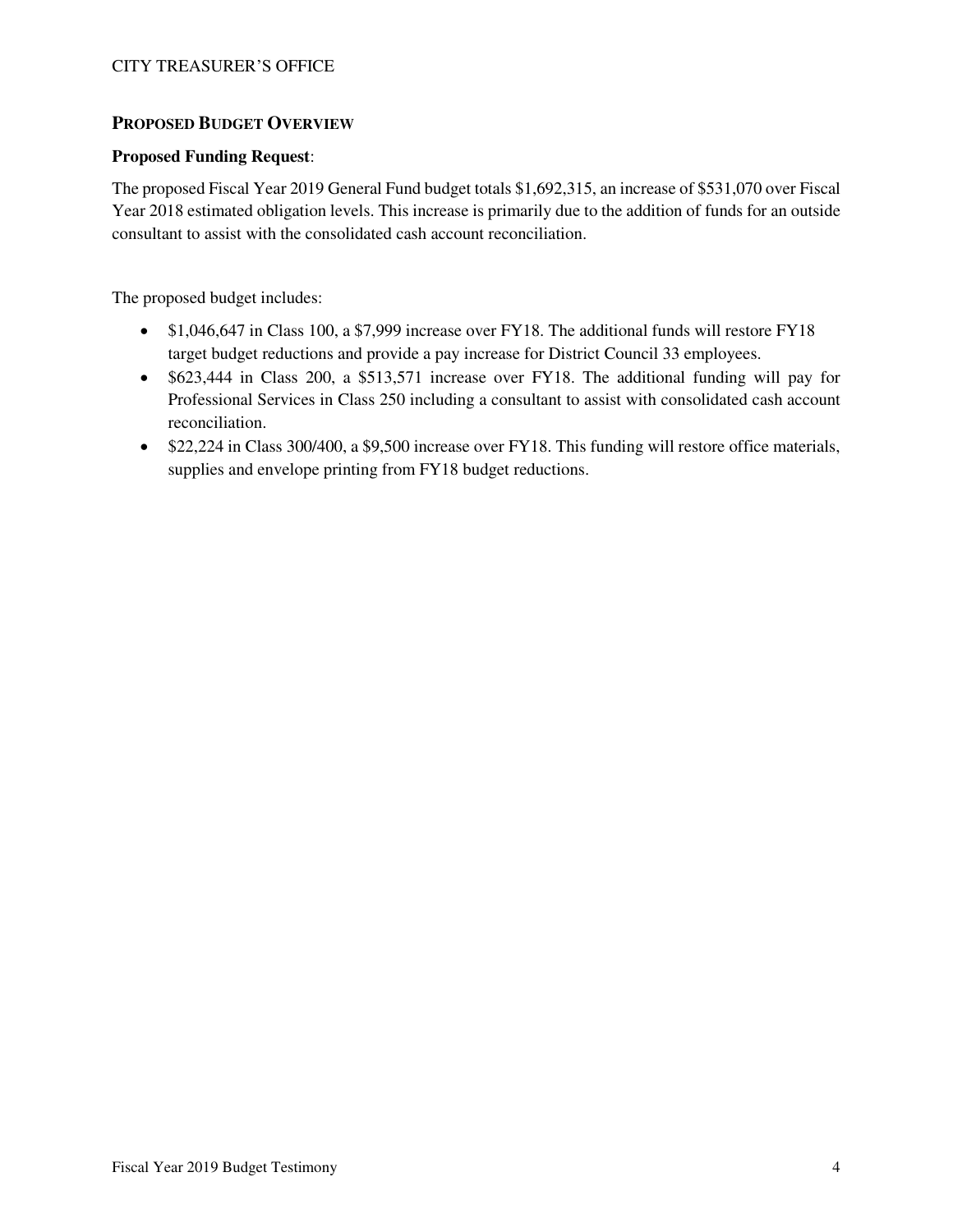## PROPOSED BUDGET OVERVIEW

**Proposed Funding Request**:

The proposed Fiscal Year 2019 General Fund budget totals $1,692,315, an increase of $531,070 over Fiscal Year 2018 estimated obligation levels. This increase is primarily due to the addition of funds for an outside consultant to assist with the consolidated cash account reconciliation.

The proposed budget includes:

- $1,046,647 in Class 100, a $7,999 increase over FY18. The additional funds will restore FY18 target budget reductions and provide a pay increase for District Council 33 employees.
- $623,444 in Class 200, a $513,571 increase over FY18. The additional funding will pay for Professional Services in Class 250 including a consultant to assist with consolidated cash account reconciliation.
- $22,224 in Class 300/400, a $9,500 increase over FY18. This funding will restore office materials, supplies and envelope printing from FY18 budget reductions.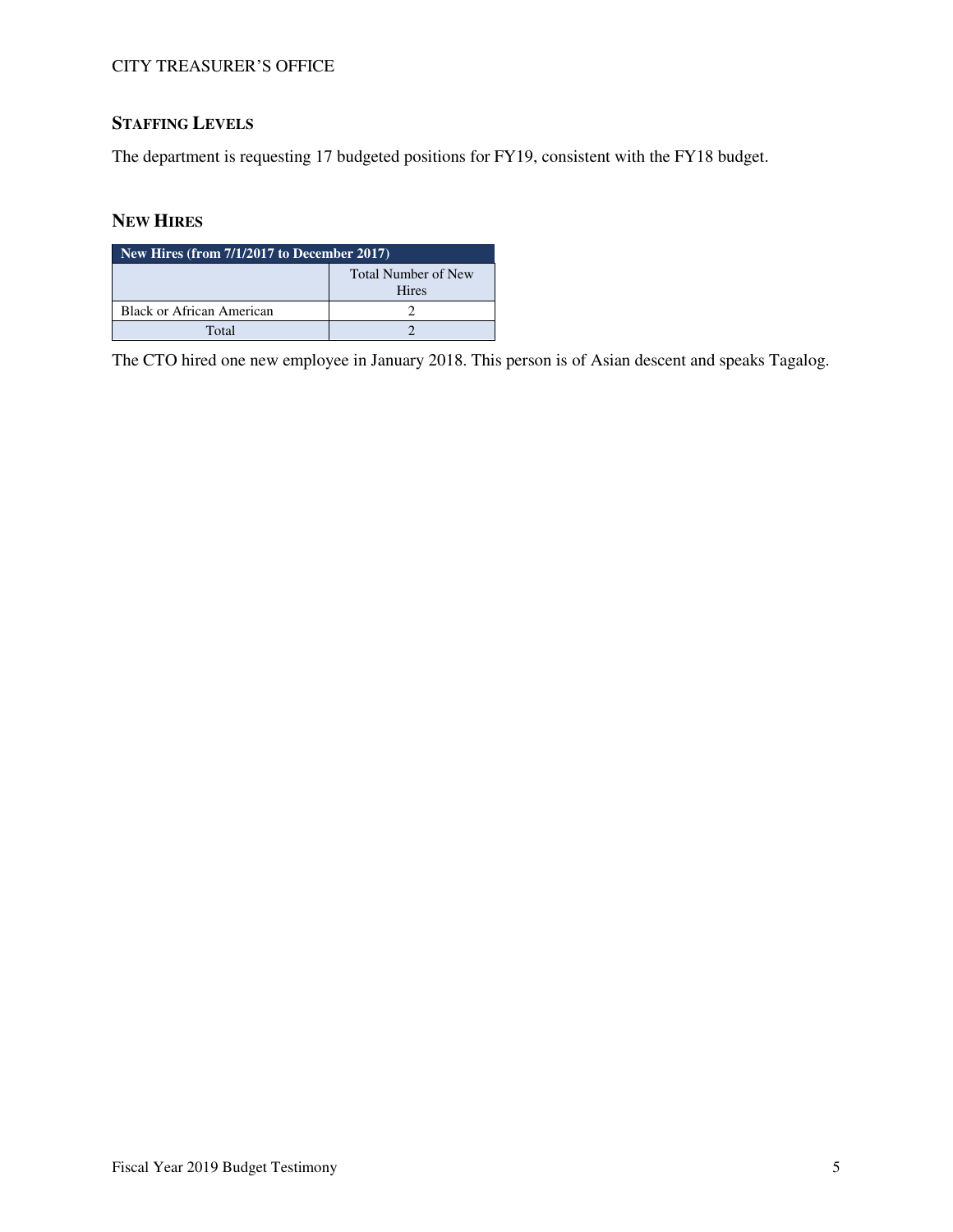## STAFFING LEVELS

The department is requesting 17 budgeted positions for FY19, consistent with the FY18 budget.

## NEW HIRES

| New Hires (from 7/1/2017 to December 2017) | |
|---|---|
| | Total Number of New Hires |
| Black or African American | 2 |
| Total | 2 |

The CTO hired one new employee in January 2018. This person is of Asian descent and speaks Tagalog.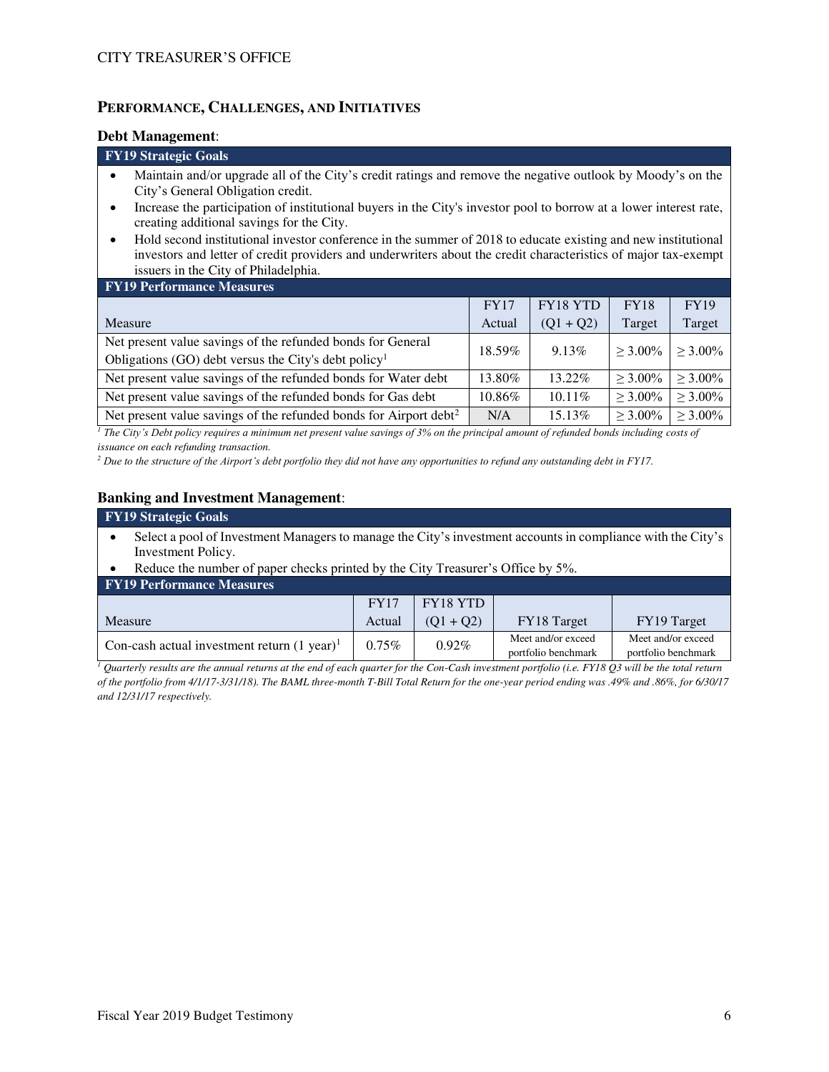## PERFORMANCE, CHALLENGES, AND INITIATIVES

### Debt Management:

**FY19 Strategic Goals**

- Maintain and/or upgrade all of the City's credit ratings and remove the negative outlook by Moody's on the City's General Obligation credit.
- Increase the participation of institutional buyers in the City's investor pool to borrow at a lower interest rate, creating additional savings for the City.
- Hold second institutional investor conference in the summer of 2018 to educate existing and new institutional investors and letter of credit providers and underwriters about the credit characteristics of major tax-exempt issuers in the City of Philadelphia.

**FY19 Performance Measures**

| Measure | FY17 Actual | FY18 YTD (Q1 + Q2) | FY18 Target | FY19 Target |
|---|---|---|---|---|
| Net present value savings of the refunded bonds for General Obligations (GO) debt versus the City's debt policy[1] | 18.59% | 9.13% | ≥ 3.00% | ≥ 3.00% |
| Net present value savings of the refunded bonds for Water debt | 13.80% | 13.22% | ≥ 3.00% | ≥ 3.00% |
| Net present value savings of the refunded bonds for Gas debt | 10.86% | 10.11% | ≥ 3.00% | ≥ 3.00% |
| Net present value savings of the refunded bonds for Airport debt[2] | N/A | 15.13% | ≥ 3.00% | ≥ 3.00% |

*[1] The City's Debt policy requires a minimum net present value savings of 3% on the principal amount of refunded bonds including costs of issuance on each refunding transaction.*

*[2] Due to the structure of the Airport's debt portfolio they did not have any opportunities to refund any outstanding debt in FY17.*

### Banking and Investment Management:

**FY19 Strategic Goals**

- Select a pool of Investment Managers to manage the City's investment accounts in compliance with the City's Investment Policy.
- Reduce the number of paper checks printed by the City Treasurer's Office by 5%.

**FY19 Performance Measures**

| Measure | FY17 Actual | FY18 YTD (Q1 + Q2) | FY18 Target | FY19 Target |
|---|---|---|---|---|
| Con-cash actual investment return (1 year)[1] | 0.75% | 0.92% | Meet and/or exceed portfolio benchmark | Meet and/or exceed portfolio benchmark |

*[1] Quarterly results are the annual returns at the end of each quarter for the Con-Cash investment portfolio (i.e. FY18 Q3 will be the total return of the portfolio from 4/1/17-3/31/18). The BAML three-month T-Bill Total Return for the one-year period ending was .49% and .86%, for 6/30/17 and 12/31/17 respectively.*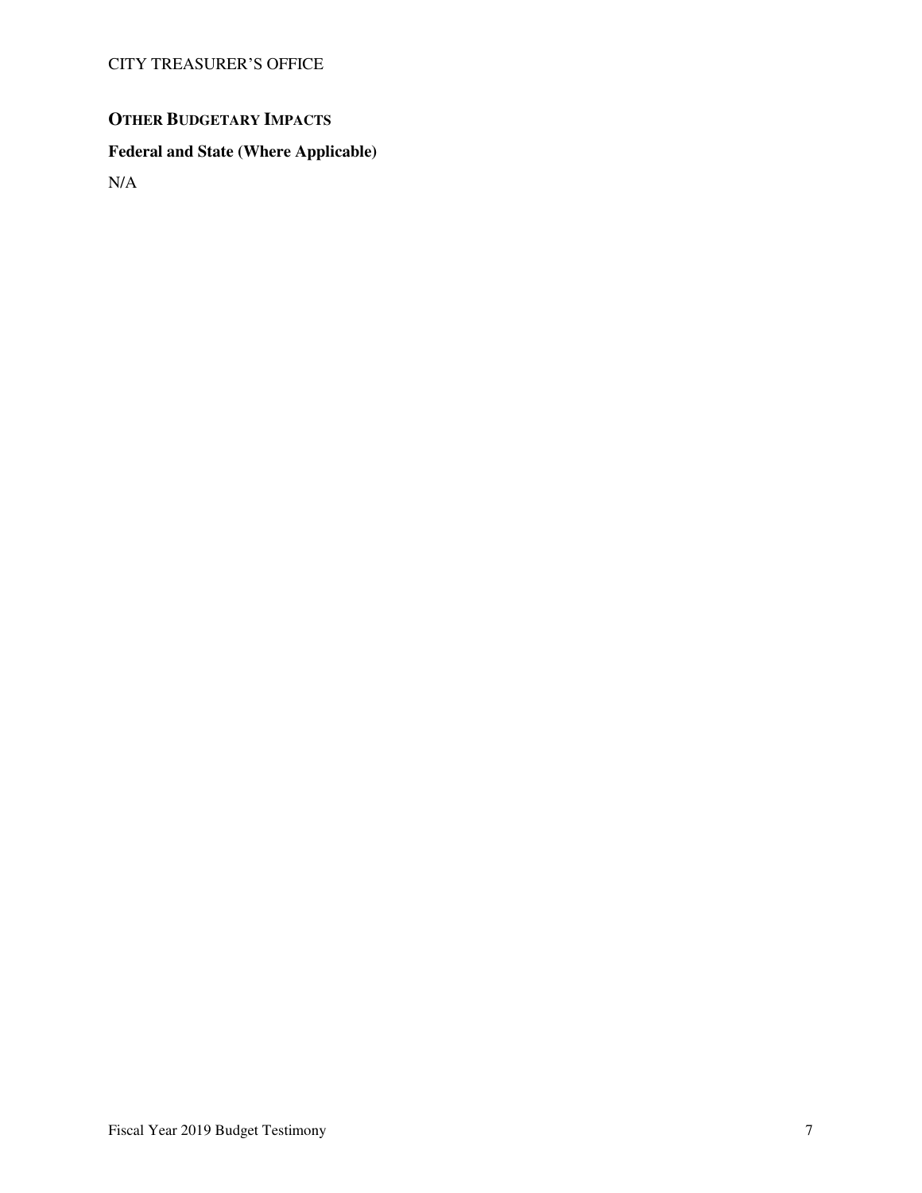## OTHER BUDGETARY IMPACTS

### Federal and State (Where Applicable)

N/A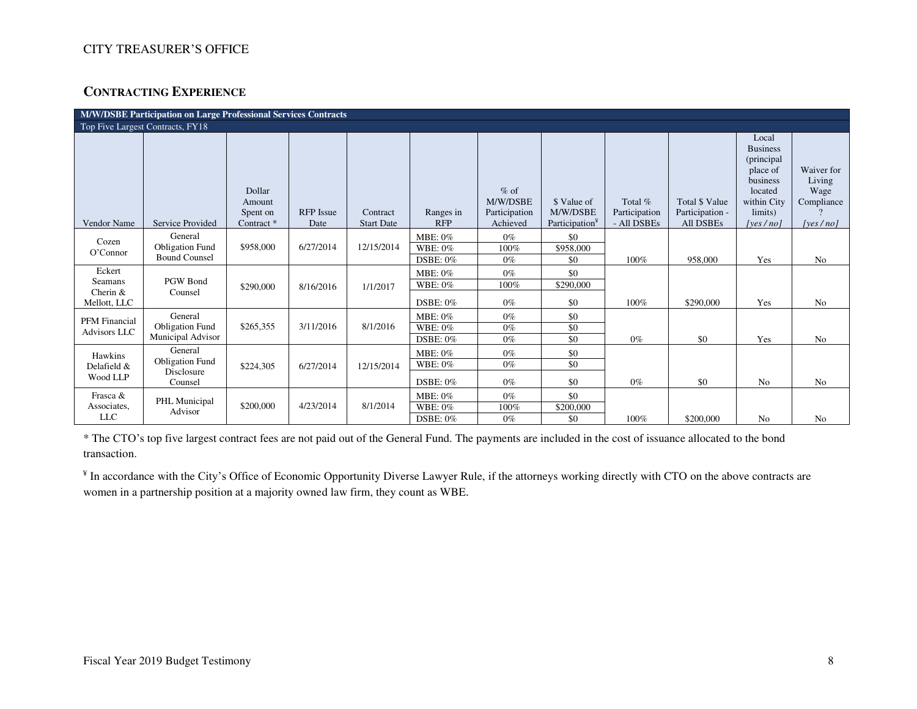## CONTRACTING EXPERIENCE

| M/W/DSBE Participation on Large Professional Services Contracts | | | | | | | | | | | |
|---|---|---|---|---|---|---|---|---|---|---|---|
| Top Five Largest Contracts, FY18 | | | | | | | | | | | |
| Vendor Name | Service Provided | Dollar Amount Spent on Contract * | RFP Issue Date | Contract Start Date | Ranges in RFP | % of M/W/DSBE Participation Achieved | $ Value of M/W/DSBE Participation[¥] | Total % Participation - All DSBEs | Total $ Value Participation - All DSBEs | Local Business (principal place of business located within City limits) *[yes / no]* | Waiver for Living Wage Compliance? *[yes / no]* |
| Cozen O'Connor | General Obligation Fund Bound Counsel | $958,000 | 6/27/2014 | 12/15/2014 | MBE: 0% | 0% | $0 | 100% | 958,000 | Yes | No |
| | | | | | WBE: 0% | 100% | $958,000 | | | | |
| | | | | | DSBE: 0% | 0% | $0 | | | | |
| Eckert Seamans Cherin & Mellott, LLC | PGW Bond Counsel | $290,000 | 8/16/2016 | 1/1/2017 | MBE: 0% | 0% | $0 | 100% | $290,000 | Yes | No |
| | | | | | WBE: 0% | 100% | $290,000 | | | | |
| | | | | | DSBE: 0% | 0% | $0 | | | | |
| PFM Financial Advisors LLC | General Obligation Fund Municipal Advisor | $265,355 | 3/11/2016 | 8/1/2016 | MBE: 0% | 0% | $0 | 0% | $0 | Yes | No |
| | | | | | WBE: 0% | 0% | $0 | | | | |
| | | | | | DSBE: 0% | 0% | $0 | | | | |
| Hawkins Delafield & Wood LLP | General Obligation Fund Disclosure Counsel | $224,305 | 6/27/2014 | 12/15/2014 | MBE: 0% | 0% | $0 | 0% | $0 | No | No |
| | | | | | WBE: 0% | 0% | $0 | | | | |
| | | | | | DSBE: 0% | 0% | $0 | | | | |
| Frasca & Associates, LLC | PHL Municipal Advisor | $200,000 | 4/23/2014 | 8/1/2014 | MBE: 0% | 0% | $0 | 100% | $200,000 | No | No |
| | | | | | WBE: 0% | 100% | $200,000 | | | | |
| | | | | | DSBE: 0% | 0% | $0 | | | | |

* The CTO's top five largest contract fees are not paid out of the General Fund. The payments are included in the cost of issuance allocated to the bond transaction.

[¥] In accordance with the City's Office of Economic Opportunity Diverse Lawyer Rule, if the attorneys working directly with CTO on the above contracts are women in a partnership position at a majority owned law firm, they count as WBE.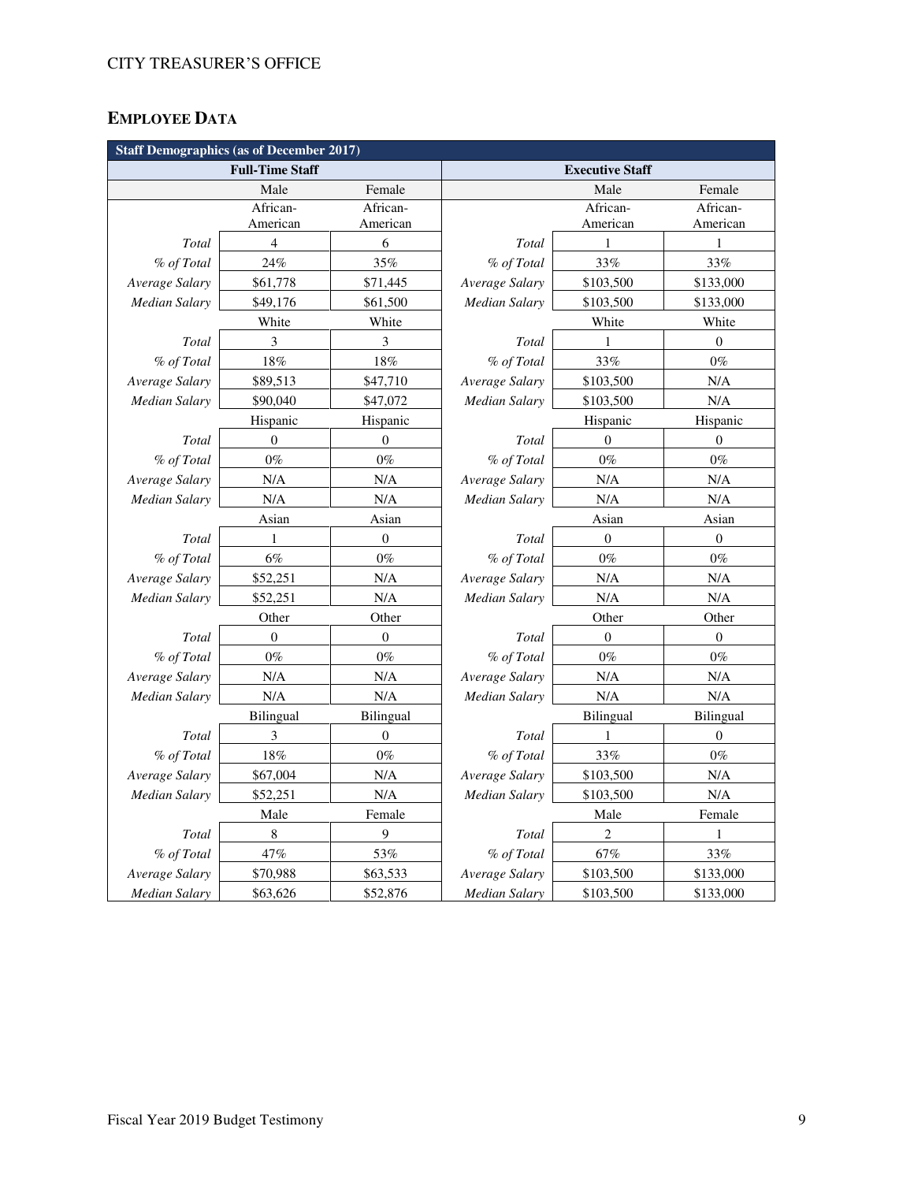## EMPLOYEE DATA

| Staff Demographics (as of December 2017) | | | | | |
|---|---|---|---|---|---|
| Full-Time Staff | | | Executive Staff | | |
| | Male | Female | | Male | Female |
| | African-American | African-American | | African-American | African-American |
| *Total* | 4 | 6 | *Total* | 1 | 1 |
| *% of Total* | 24% | 35% | *% of Total* | 33% | 33% |
| *Average Salary* | $61,778 | $71,445 | *Average Salary* | $103,500 | $133,000 |
| *Median Salary* | $49,176 | $61,500 | *Median Salary* | $103,500 | $133,000 |
| | White | White | | White | White |
| *Total* | 3 | 3 | *Total* | 1 | 0 |
| *% of Total* | 18% | 18% | *% of Total* | 33% | 0% |
| *Average Salary* | $89,513 | $47,710 | *Average Salary* | $103,500 | N/A |
| *Median Salary* | $90,040 | $47,072 | *Median Salary* | $103,500 | N/A |
| | Hispanic | Hispanic | | Hispanic | Hispanic |
| *Total* | 0 | 0 | *Total* | 0 | 0 |
| *% of Total* | 0% | 0% | *% of Total* | 0% | 0% |
| *Average Salary* | N/A | N/A | *Average Salary* | N/A | N/A |
| *Median Salary* | N/A | N/A | *Median Salary* | N/A | N/A |
| | Asian | Asian | | Asian | Asian |
| *Total* | 1 | 0 | *Total* | 0 | 0 |
| *% of Total* | 6% | 0% | *% of Total* | 0% | 0% |
| *Average Salary* | $52,251 | N/A | *Average Salary* | N/A | N/A |
| *Median Salary* | $52,251 | N/A | *Median Salary* | N/A | N/A |
| | Other | Other | | Other | Other |
| *Total* | 0 | 0 | *Total* | 0 | 0 |
| *% of Total* | 0% | 0% | *% of Total* | 0% | 0% |
| *Average Salary* | N/A | N/A | *Average Salary* | N/A | N/A |
| *Median Salary* | N/A | N/A | *Median Salary* | N/A | N/A |
| | Bilingual | Bilingual | | Bilingual | Bilingual |
| *Total* | 3 | 0 | *Total* | 1 | 0 |
| *% of Total* | 18% | 0% | *% of Total* | 33% | 0% |
| *Average Salary* | $67,004 | N/A | *Average Salary* | $103,500 | N/A |
| *Median Salary* | $52,251 | N/A | *Median Salary* | $103,500 | N/A |
| | Male | Female | | Male | Female |
| *Total* | 8 | 9 | *Total* | 2 | 1 |
| *% of Total* | 47% | 53% | *% of Total* | 67% | 33% |
| *Average Salary* | $70,988 | $63,533 | *Average Salary* | $103,500 | $133,000 |
| *Median Salary* | $63,626 | $52,876 | *Median Salary* | $103,500 | $133,000 |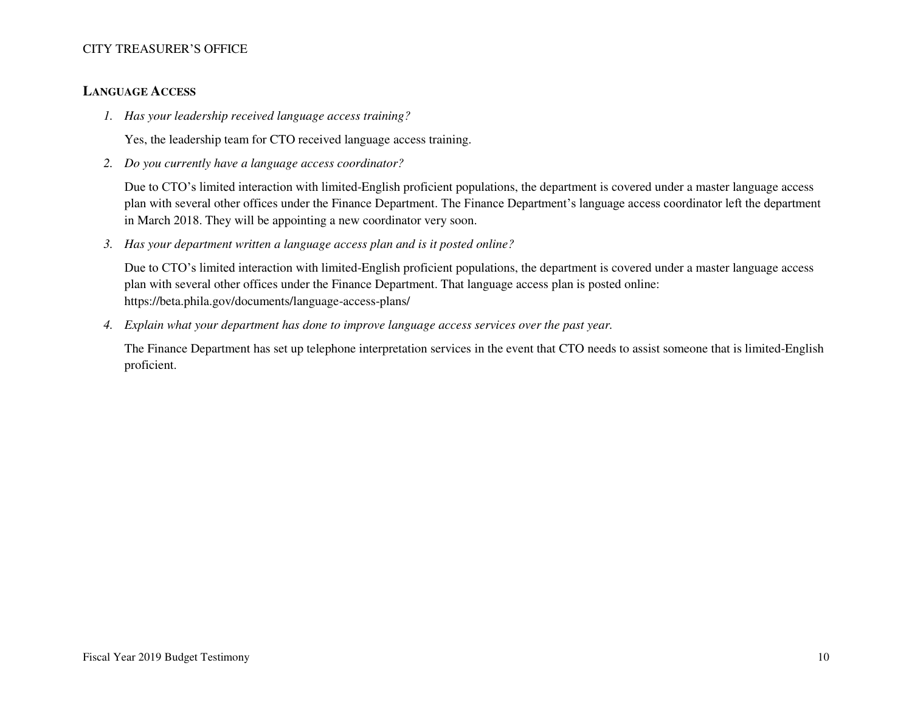## LANGUAGE ACCESS

1. *Has your leadership received language access training?*

   Yes, the leadership team for CTO received language access training.

2. *Do you currently have a language access coordinator?*

   Due to CTO's limited interaction with limited-English proficient populations, the department is covered under a master language access plan with several other offices under the Finance Department. The Finance Department's language access coordinator left the department in March 2018. They will be appointing a new coordinator very soon.

3. *Has your department written a language access plan and is it posted online?*

   Due to CTO's limited interaction with limited-English proficient populations, the department is covered under a master language access plan with several other offices under the Finance Department. That language access plan is posted online: https://beta.phila.gov/documents/language-access-plans/

4. *Explain what your department has done to improve language access services over the past year.*

   The Finance Department has set up telephone interpretation services in the event that CTO needs to assist someone that is limited-English proficient.